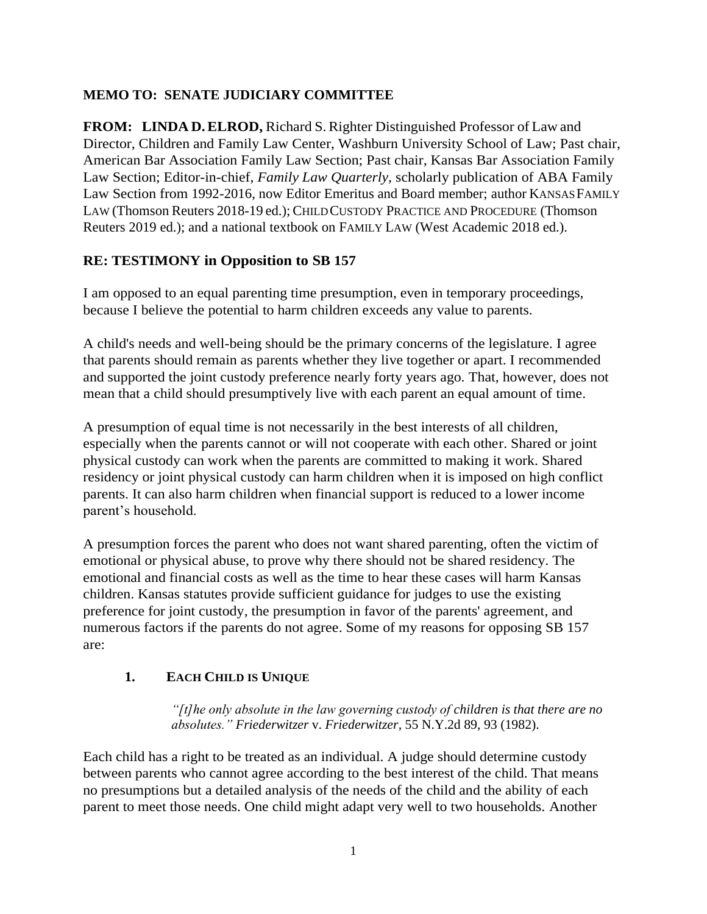**MEMO TO: SENATE JUDICIARY COMMITTEE**

**FROM: LINDA D. ELROD,** Richard S. Righter Distinguished Professor of Law and Director, Children and Family Law Center, Washburn University School of Law; Past chair, American Bar Association Family Law Section; Past chair, Kansas Bar Association Family Law Section; Editor-in-chief, *Family Law Quarterly*, scholarly publication of ABA Family Law Section from 1992-2016, now Editor Emeritus and Board member; author KANSAS FAMILY LAW (Thomson Reuters 2018-19 ed.); CHILD CUSTODY PRACTICE AND PROCEDURE (Thomson Reuters 2019 ed.); and a national textbook on FAMILY LAW (West Academic 2018 ed.).

## RE: TESTIMONY in Opposition to SB 157

I am opposed to an equal parenting time presumption, even in temporary proceedings, because I believe the potential to harm children exceeds any value to parents.

A child's needs and well-being should be the primary concerns of the legislature. I agree that parents should remain as parents whether they live together or apart. I recommended and supported the joint custody preference nearly forty years ago. That, however, does not mean that a child should presumptively live with each parent an equal amount of time.

A presumption of equal time is not necessarily in the best interests of all children, especially when the parents cannot or will not cooperate with each other. Shared or joint physical custody can work when the parents are committed to making it work. Shared residency or joint physical custody can harm children when it is imposed on high conflict parents. It can also harm children when financial support is reduced to a lower income parent's household.

A presumption forces the parent who does not want shared parenting, often the victim of emotional or physical abuse, to prove why there should not be shared residency. The emotional and financial costs as well as the time to hear these cases will harm Kansas children. Kansas statutes provide sufficient guidance for judges to use the existing preference for joint custody, the presumption in favor of the parents' agreement, and numerous factors if the parents do not agree. Some of my reasons for opposing SB 157 are:

### 1. EACH CHILD IS UNIQUE

> *"[t]he only absolute in the law governing custody of children is that there are no absolutes." Friederwitzer* v. *Friederwitzer*, 55 N.Y.2d 89, 93 (1982).

Each child has a right to be treated as an individual. A judge should determine custody between parents who cannot agree according to the best interest of the child. That means no presumptions but a detailed analysis of the needs of the child and the ability of each parent to meet those needs. One child might adapt very well to two households. Another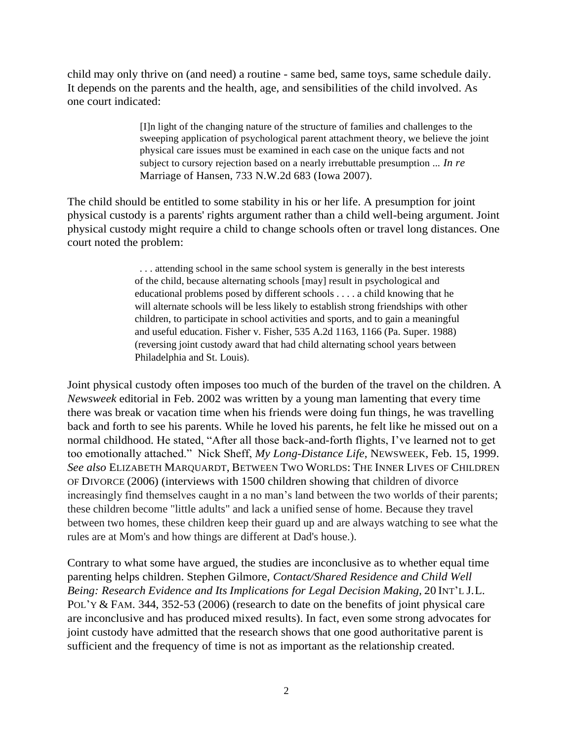child may only thrive on (and need) a routine - same bed, same toys, same schedule daily. It depends on the parents and the health, age, and sensibilities of the child involved. As one court indicated:

> [I]n light of the changing nature of the structure of families and challenges to the sweeping application of psychological parent attachment theory, we believe the joint physical care issues must be examined in each case on the unique facts and not subject to cursory rejection based on a nearly irrebuttable presumption ... *In re* Marriage of Hansen, 733 N.W.2d 683 (Iowa 2007).

The child should be entitled to some stability in his or her life. A presumption for joint physical custody is a parents' rights argument rather than a child well-being argument. Joint physical custody might require a child to change schools often or travel long distances. One court noted the problem:

> . . . attending school in the same school system is generally in the best interests of the child, because alternating schools [may] result in psychological and educational problems posed by different schools . . . . a child knowing that he will alternate schools will be less likely to establish strong friendships with other children, to participate in school activities and sports, and to gain a meaningful and useful education. Fisher v. Fisher, 535 A.2d 1163, 1166 (Pa. Super. 1988) (reversing joint custody award that had child alternating school years between Philadelphia and St. Louis).

Joint physical custody often imposes too much of the burden of the travel on the children. A *Newsweek* editorial in Feb. 2002 was written by a young man lamenting that every time there was break or vacation time when his friends were doing fun things, he was travelling back and forth to see his parents. While he loved his parents, he felt like he missed out on a normal childhood. He stated, "After all those back-and-forth flights, I've learned not to get too emotionally attached." Nick Sheff, *My Long-Distance Life*, NEWSWEEK, Feb. 15, 1999. *See also* ELIZABETH MARQUARDT, BETWEEN TWO WORLDS: THE INNER LIVES OF CHILDREN OF DIVORCE (2006) (interviews with 1500 children showing that children of divorce increasingly find themselves caught in a no man's land between the two worlds of their parents; these children become "little adults" and lack a unified sense of home. Because they travel between two homes, these children keep their guard up and are always watching to see what the rules are at Mom's and how things are different at Dad's house.).

Contrary to what some have argued, the studies are inconclusive as to whether equal time parenting helps children. Stephen Gilmore, *Contact/Shared Residence and Child Well Being: Research Evidence and Its Implications for Legal Decision Making*, 20 INT'L J.L. POL'Y & FAM. 344, 352-53 (2006) (research to date on the benefits of joint physical care are inconclusive and has produced mixed results). In fact, even some strong advocates for joint custody have admitted that the research shows that one good authoritative parent is sufficient and the frequency of time is not as important as the relationship created.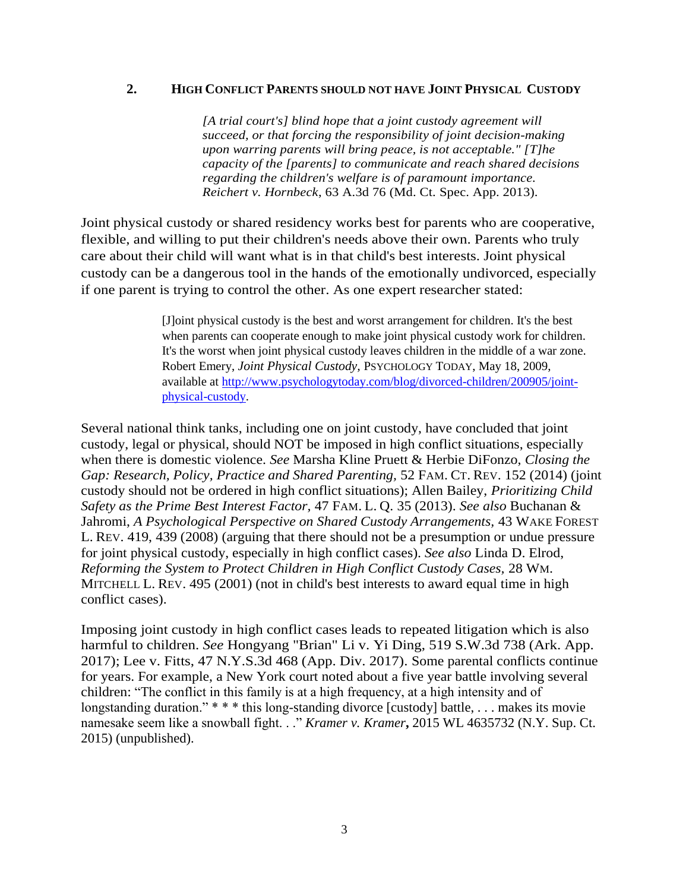## 2. HIGH CONFLICT PARENTS SHOULD NOT HAVE JOINT PHYSICAL CUSTODY

> *[A trial court's] blind hope that a joint custody agreement will succeed, or that forcing the responsibility of joint decision-making upon warring parents will bring peace, is not acceptable." [T]he capacity of the [parents] to communicate and reach shared decisions regarding the children's welfare is of paramount importance. Reichert v. Hornbeck*, 63 A.3d 76 (Md. Ct. Spec. App. 2013).

Joint physical custody or shared residency works best for parents who are cooperative, flexible, and willing to put their children's needs above their own. Parents who truly care about their child will want what is in that child's best interests. Joint physical custody can be a dangerous tool in the hands of the emotionally undivorced, especially if one parent is trying to control the other. As one expert researcher stated:

> [J]oint physical custody is the best and worst arrangement for children. It's the best when parents can cooperate enough to make joint physical custody work for children. It's the worst when joint physical custody leaves children in the middle of a war zone. Robert Emery, *Joint Physical Custody*, PSYCHOLOGY TODAY, May 18, 2009, available at [http://www.psychologytoday.com/blog/divorced-children/200905/joint-physical-custody](http://www.psychologytoday.com/blog/divorced-children/200905/joint-physical-custody).

Several national think tanks, including one on joint custody, have concluded that joint custody, legal or physical, should NOT be imposed in high conflict situations, especially when there is domestic violence. *See* Marsha Kline Pruett & Herbie DiFonzo, *Closing the Gap: Research, Policy, Practice and Shared Parenting*, 52 FAM. CT. REV. 152 (2014) (joint custody should not be ordered in high conflict situations); Allen Bailey, *Prioritizing Child Safety as the Prime Best Interest Factor*, 47 FAM. L. Q. 35 (2013). *See also* Buchanan & Jahromi, *A Psychological Perspective on Shared Custody Arrangements*, 43 WAKE FOREST L. REV. 419, 439 (2008) (arguing that there should not be a presumption or undue pressure for joint physical custody, especially in high conflict cases). *See also* Linda D. Elrod, *Reforming the System to Protect Children in High Conflict Custody Cases*, 28 WM. MITCHELL L. REV. 495 (2001) (not in child's best interests to award equal time in high conflict cases).

Imposing joint custody in high conflict cases leads to repeated litigation which is also harmful to children. *See* Hongyang "Brian" Li v. Yi Ding, 519 S.W.3d 738 (Ark. App. 2017); Lee v. Fitts, 47 N.Y.S.3d 468 (App. Div. 2017). Some parental conflicts continue for years. For example, a New York court noted about a five year battle involving several children: "The conflict in this family is at a high frequency, at a high intensity and of longstanding duration." * * * this long-standing divorce [custody] battle, . . . makes its movie namesake seem like a snowball fight. . ." ***Kramer v. Kramer*****,** 2015 WL 4635732 (N.Y. Sup. Ct. 2015) (unpublished).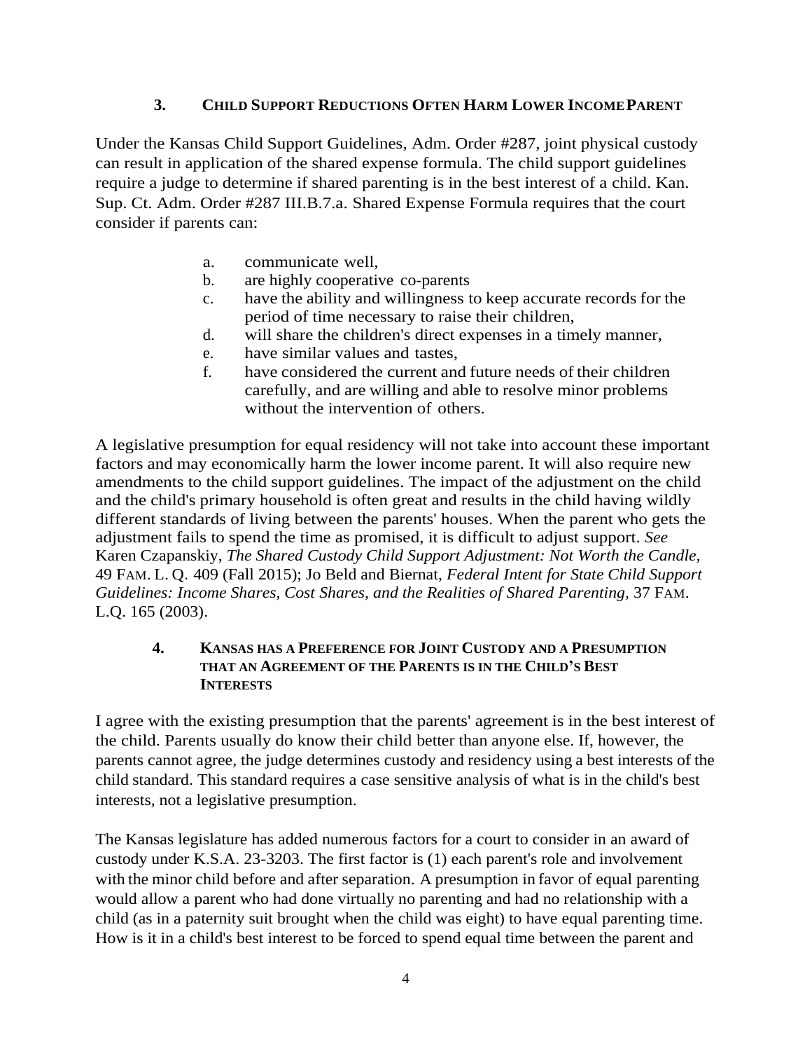### 3. CHILD SUPPORT REDUCTIONS OFTEN HARM LOWER INCOME PARENT

Under the Kansas Child Support Guidelines, Adm. Order #287, joint physical custody can result in application of the shared expense formula. The child support guidelines require a judge to determine if shared parenting is in the best interest of a child. Kan. Sup. Ct. Adm. Order #287 III.B.7.a. Shared Expense Formula requires that the court consider if parents can:

a. communicate well,
b. are highly cooperative co-parents
c. have the ability and willingness to keep accurate records for the period of time necessary to raise their children,
d. will share the children's direct expenses in a timely manner,
e. have similar values and tastes,
f. have considered the current and future needs of their children carefully, and are willing and able to resolve minor problems without the intervention of others.

A legislative presumption for equal residency will not take into account these important factors and may economically harm the lower income parent. It will also require new amendments to the child support guidelines. The impact of the adjustment on the child and the child's primary household is often great and results in the child having wildly different standards of living between the parents' houses. When the parent who gets the adjustment fails to spend the time as promised, it is difficult to adjust support. *See* Karen Czapanskiy, *The Shared Custody Child Support Adjustment: Not Worth the Candle,* 49 FAM. L. Q. 409 (Fall 2015); Jo Beld and Biernat, *Federal Intent for State Child Support Guidelines: Income Shares, Cost Shares, and the Realities of Shared Parenting,* 37 FAM. L.Q. 165 (2003).

### 4. KANSAS HAS A PREFERENCE FOR JOINT CUSTODY AND A PRESUMPTION THAT AN AGREEMENT OF THE PARENTS IS IN THE CHILD'S BEST INTERESTS

I agree with the existing presumption that the parents' agreement is in the best interest of the child. Parents usually do know their child better than anyone else. If, however, the parents cannot agree, the judge determines custody and residency using a best interests of the child standard. This standard requires a case sensitive analysis of what is in the child's best interests, not a legislative presumption.

The Kansas legislature has added numerous factors for a court to consider in an award of custody under K.S.A. 23-3203. The first factor is (1) each parent's role and involvement with the minor child before and after separation. A presumption in favor of equal parenting would allow a parent who had done virtually no parenting and had no relationship with a child (as in a paternity suit brought when the child was eight) to have equal parenting time. How is it in a child's best interest to be forced to spend equal time between the parent and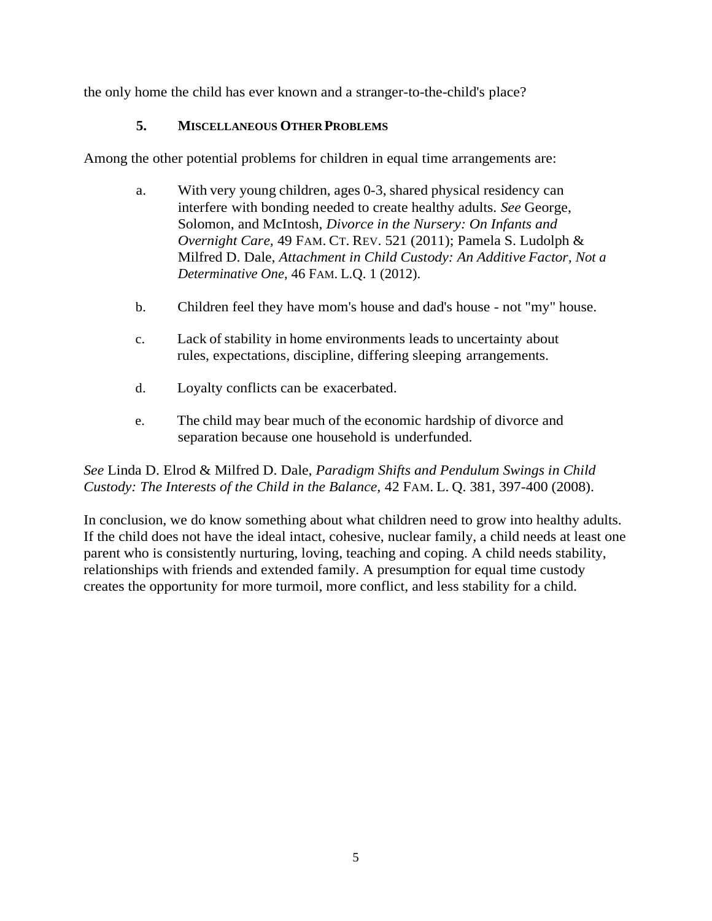the only home the child has ever known and a stranger-to-the-child's place?

### 5. MISCELLANEOUS OTHER PROBLEMS

Among the other potential problems for children in equal time arrangements are:

a. With very young children, ages 0-3, shared physical residency can interfere with bonding needed to create healthy adults. *See* George, Solomon, and McIntosh, *Divorce in the Nursery: On Infants and Overnight Care,* 49 FAM. CT. REV. 521 (2011); Pamela S. Ludolph & Milfred D. Dale, *Attachment in Child Custody: An Additive Factor, Not a Determinative One,* 46 FAM. L.Q. 1 (2012).

b. Children feel they have mom's house and dad's house - not "my" house.

c. Lack of stability in home environments leads to uncertainty about rules, expectations, discipline, differing sleeping arrangements.

d. Loyalty conflicts can be exacerbated.

e. The child may bear much of the economic hardship of divorce and separation because one household is underfunded.

*See* Linda D. Elrod & Milfred D. Dale, *Paradigm Shifts and Pendulum Swings in Child Custody: The Interests of the Child in the Balance,* 42 FAM. L. Q. 381, 397-400 (2008).

In conclusion, we do know something about what children need to grow into healthy adults. If the child does not have the ideal intact, cohesive, nuclear family, a child needs at least one parent who is consistently nurturing, loving, teaching and coping. A child needs stability, relationships with friends and extended family. A presumption for equal time custody creates the opportunity for more turmoil, more conflict, and less stability for a child.